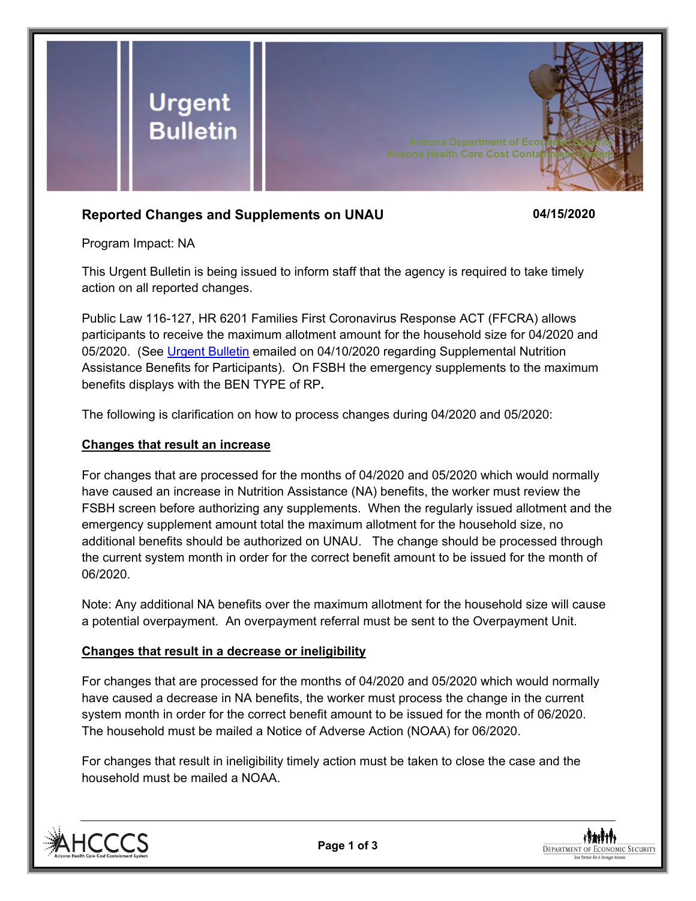# Urgent Bulletin

Arizona Department of Economic Security
Arizona Health Care Cost Containment System

## Reported Changes and Supplements on UNAU

**04/15/2020**

Program Impact: NA

This Urgent Bulletin is being issued to inform staff that the agency is required to take timely action on all reported changes.

Public Law 116-127, HR 6201 Families First Coronavirus Response ACT (FFCRA) allows participants to receive the maximum allotment amount for the household size for 04/2020 and 05/2020. (See Urgent Bulletin emailed on 04/10/2020 regarding Supplemental Nutrition Assistance Benefits for Participants). On FSBH the emergency supplements to the maximum benefits displays with the BEN TYPE of RP**.**

The following is clarification on how to process changes during 04/2020 and 05/2020:

### Changes that result an increase

For changes that are processed for the months of 04/2020 and 05/2020 which would normally have caused an increase in Nutrition Assistance (NA) benefits, the worker must review the FSBH screen before authorizing any supplements. When the regularly issued allotment and the emergency supplement amount total the maximum allotment for the household size, no additional benefits should be authorized on UNAU. The change should be processed through the current system month in order for the correct benefit amount to be issued for the month of 06/2020.

Note: Any additional NA benefits over the maximum allotment for the household size will cause a potential overpayment. An overpayment referral must be sent to the Overpayment Unit.

### Changes that result in a decrease or ineligibility

For changes that are processed for the months of 04/2020 and 05/2020 which would normally have caused a decrease in NA benefits, the worker must process the change in the current system month in order for the correct benefit amount to be issued for the month of 06/2020. The household must be mailed a Notice of Adverse Action (NOAA) for 06/2020.

For changes that result in ineligibility timely action must be taken to close the case and the household must be mailed a NOAA.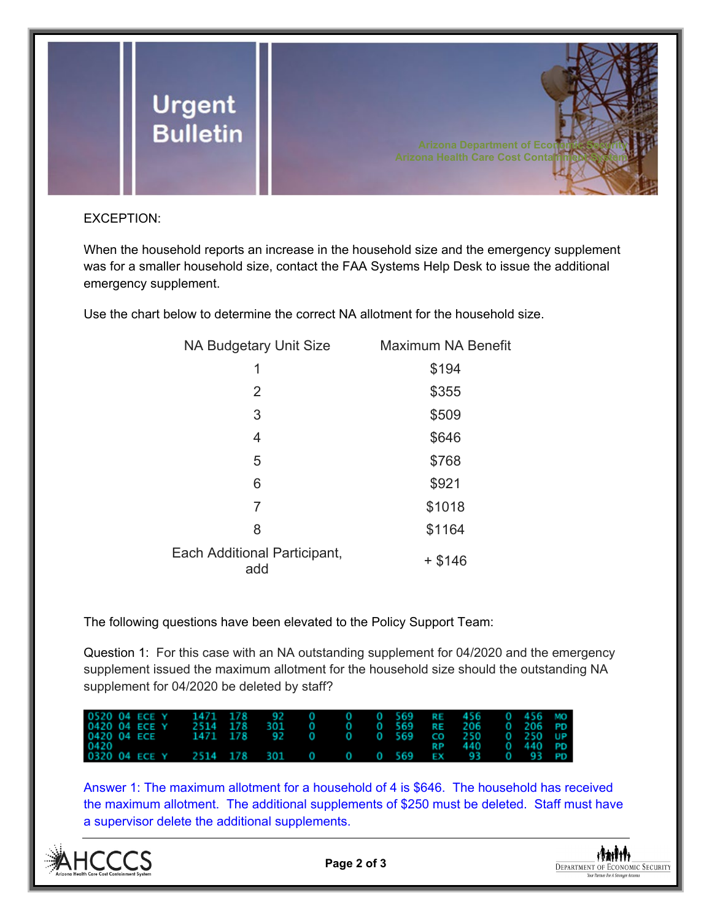EXCEPTION:

When the household reports an increase in the household size and the emergency supplement was for a smaller household size, contact the FAA Systems Help Desk to issue the additional emergency supplement.

Use the chart below to determine the correct NA allotment for the household size.

| NA Budgetary Unit Size | Maximum NA Benefit |
|---|---|
| 1 | $194 |
| 2 | $355 |
| 3 | $509 |
| 4 | $646 |
| 5 | $768 |
| 6 | $921 |
| 7 | $1018 |
| 8 | $1164 |
| Each Additional Participant, add | + $146 |

The following questions have been elevated to the Policy Support Team:

Question 1: For this case with an NA outstanding supplement for 04/2020 and the emergency supplement issued the maximum allotment for the household size should the outstanding NA supplement for 04/2020 be deleted by staff?

```
0520 04 ECE Y    1471  178    92    0    0    0  569   RE   456    0  456  MO
0420 04 ECE Y    2514  178   301    0    0    0  569   RE   206    0  206  PD
0420 04 ECE      1471  178    92    0    0    0  569   CO   250    0  250  UP
0420                                                  RP   440    0  440  PD
0320 04 ECE Y    2514  178   301    0    0    0  569   EX    93    0   93  PD
```

Answer 1: The maximum allotment for a household of 4 is $646. The household has received the maximum allotment. The additional supplements of $250 must be deleted. Staff must have a supervisor delete the additional supplements.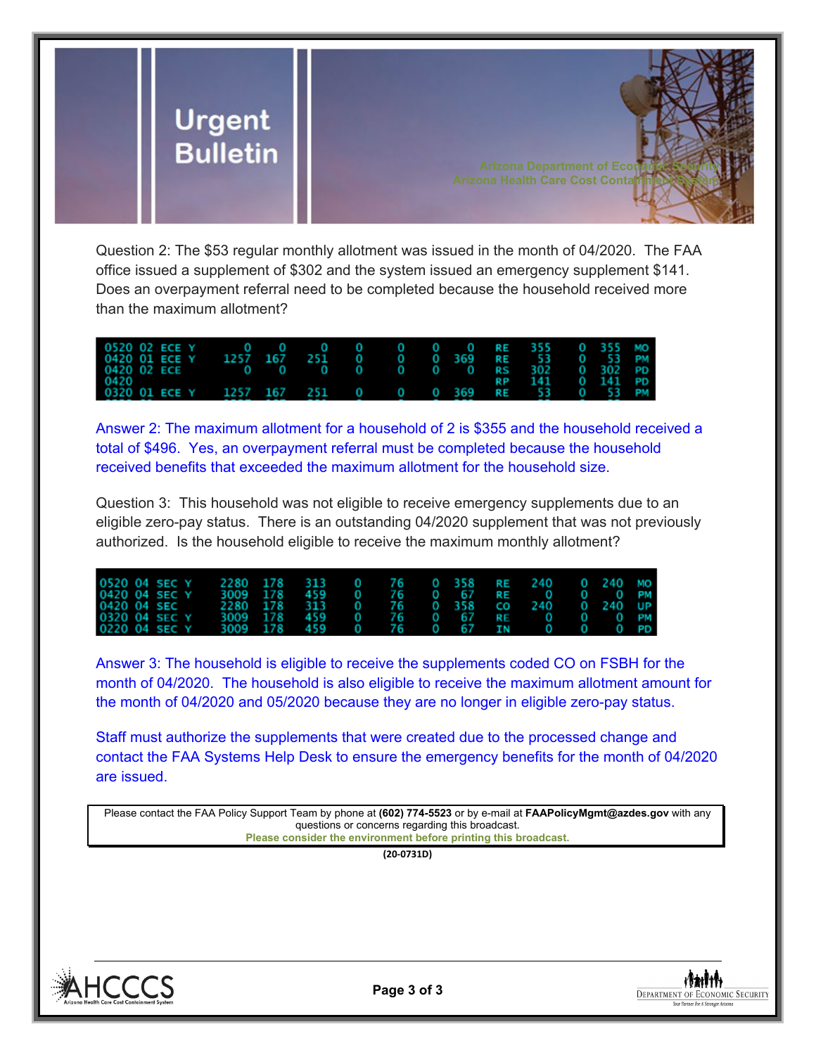Urgent Bulletin

Arizona Department of Economic Security
Arizona Health Care Cost Containment System

Question 2: The $53 regular monthly allotment was issued in the month of 04/2020. The FAA office issued a supplement of $302 and the system issued an emergency supplement $141. Does an overpayment referral need to be completed because the household received more than the maximum allotment?

| | | | | | | | | | | | | | | | |
|---|---|---|---|---|---|---|---|---|---|---|---|---|---|---|---|
| 0520 | 02 | ECE | Y | 0 | 0 | 0 | 0 | 0 | 0 | 0 | RE | 355 | 0 | 355 | MO |
| 0420 | 01 | ECE | Y | 1257 | 167 | 251 | 0 | 0 | 0 | 369 | RE | 53 | 0 | 53 | PM |
| 0420 | 02 | ECE | | 0 | 0 | 0 | 0 | 0 | 0 | 0 | RS | 302 | 0 | 302 | PD |
| 0420 | | | | | | | | | | | RP | 141 | 0 | 141 | PD |
| 0320 | 01 | ECE | Y | 1257 | 167 | 251 | 0 | 0 | 0 | 369 | RE | 53 | 0 | 53 | PM |

Answer 2: The maximum allotment for a household of 2 is $355 and the household received a total of $496. Yes, an overpayment referral must be completed because the household received benefits that exceeded the maximum allotment for the household size.

Question 3: This household was not eligible to receive emergency supplements due to an eligible zero-pay status. There is an outstanding 04/2020 supplement that was not previously authorized. Is the household eligible to receive the maximum monthly allotment?

| | | | | | | | | | | | | | | | |
|---|---|---|---|---|---|---|---|---|---|---|---|---|---|---|---|
| 0520 | 04 | SEC | Y | 2280 | 178 | 313 | 0 | 76 | 0 | 358 | RE | 240 | 0 | 240 | MO |
| 0420 | 04 | SEC | Y | 3009 | 178 | 459 | 0 | 76 | 0 | 67 | RE | 0 | 0 | 0 | PM |
| 0420 | 04 | SEC | | 2280 | 178 | 313 | 0 | 76 | 0 | 358 | CO | 240 | 0 | 240 | UP |
| 0320 | 04 | SEC | Y | 3009 | 178 | 459 | 0 | 76 | 0 | 67 | RE | 0 | 0 | 0 | PM |
| 0220 | 04 | SEC | Y | 3009 | 178 | 459 | 0 | 76 | 0 | 67 | IN | 0 | 0 | 0 | PD |

Answer 3: The household is eligible to receive the supplements coded CO on FSBH for the month of 04/2020. The household is also eligible to receive the maximum allotment amount for the month of 04/2020 and 05/2020 because they are no longer in eligible zero-pay status.

Staff must authorize the supplements that were created due to the processed change and contact the FAA Systems Help Desk to ensure the emergency benefits for the month of 04/2020 are issued.

Please contact the FAA Policy Support Team by phone at **(602) 774-5523** or by e-mail at **FAAPolicyMgmt@azdes.gov** with any questions or concerns regarding this broadcast.
**Please consider the environment before printing this broadcast.**

**(20-0731D)**